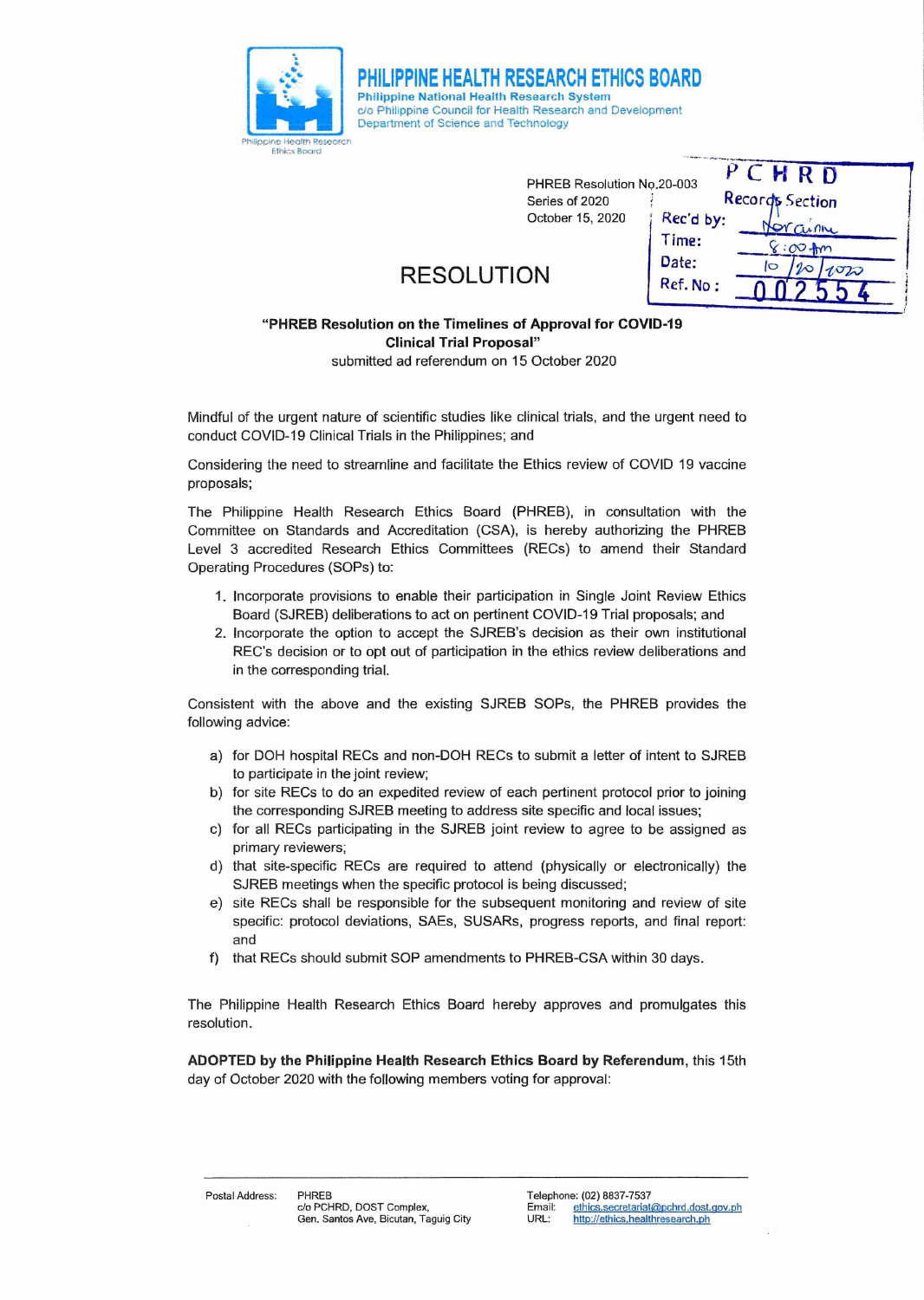# PHILIPPINE HEALTH RESEARCH ETHICS BOARD

**Philippine National Health Research System**
c/o Philippine Council for Health Research and Development
Department of Science and Technology

PCHRD
Records Section
Rec'd by: Noraine
Time: 8:00 Am
Date: 10/20/2020
Ref. No: 002554

PHREB Resolution No.20-003
Series of 2020
October 15, 2020

## RESOLUTION

**"PHREB Resolution on the Timelines of Approval for COVID-19 Clinical Trial Proposal"**
submitted ad referendum on 15 October 2020

Mindful of the urgent nature of scientific studies like clinical trials, and the urgent need to conduct COVID-19 Clinical Trials in the Philippines; and

Considering the need to streamline and facilitate the Ethics review of COVID 19 vaccine proposals;

The Philippine Health Research Ethics Board (PHREB), in consultation with the Committee on Standards and Accreditation (CSA), is hereby authorizing the PHREB Level 3 accredited Research Ethics Committees (RECs) to amend their Standard Operating Procedures (SOPs) to:

1. Incorporate provisions to enable their participation in Single Joint Review Ethics Board (SJREB) deliberations to act on pertinent COVID-19 Trial proposals; and
2. Incorporate the option to accept the SJREB's decision as their own institutional REC's decision or to opt out of participation in the ethics review deliberations and in the corresponding trial.

Consistent with the above and the existing SJREB SOPs, the PHREB provides the following advice:

a) for DOH hospital RECs and non-DOH RECs to submit a letter of intent to SJREB to participate in the joint review;
b) for site RECs to do an expedited review of each pertinent protocol prior to joining the corresponding SJREB meeting to address site specific and local issues;
c) for all RECs participating in the SJREB joint review to agree to be assigned as primary reviewers;
d) that site-specific RECs are required to attend (physically or electronically) the SJREB meetings when the specific protocol is being discussed;
e) site RECs shall be responsible for the subsequent monitoring and review of site specific: protocol deviations, SAEs, SUSARs, progress reports, and final report: and
f) that RECs should submit SOP amendments to PHREB-CSA within 30 days.

The Philippine Health Research Ethics Board hereby approves and promulgates this resolution.

**ADOPTED by the Philippine Health Research Ethics Board by Referendum**, this 15th day of October 2020 with the following members voting for approval:

Postal Address: PHREB
c/o PCHRD, DOST Complex,
Gen. Santos Ave, Bicutan, Taguig City

Telephone: (02) 8837-7537
Email: ethics.secretariat@pchrd.dost.gov.ph
URL: http://ethics.healthresearch.ph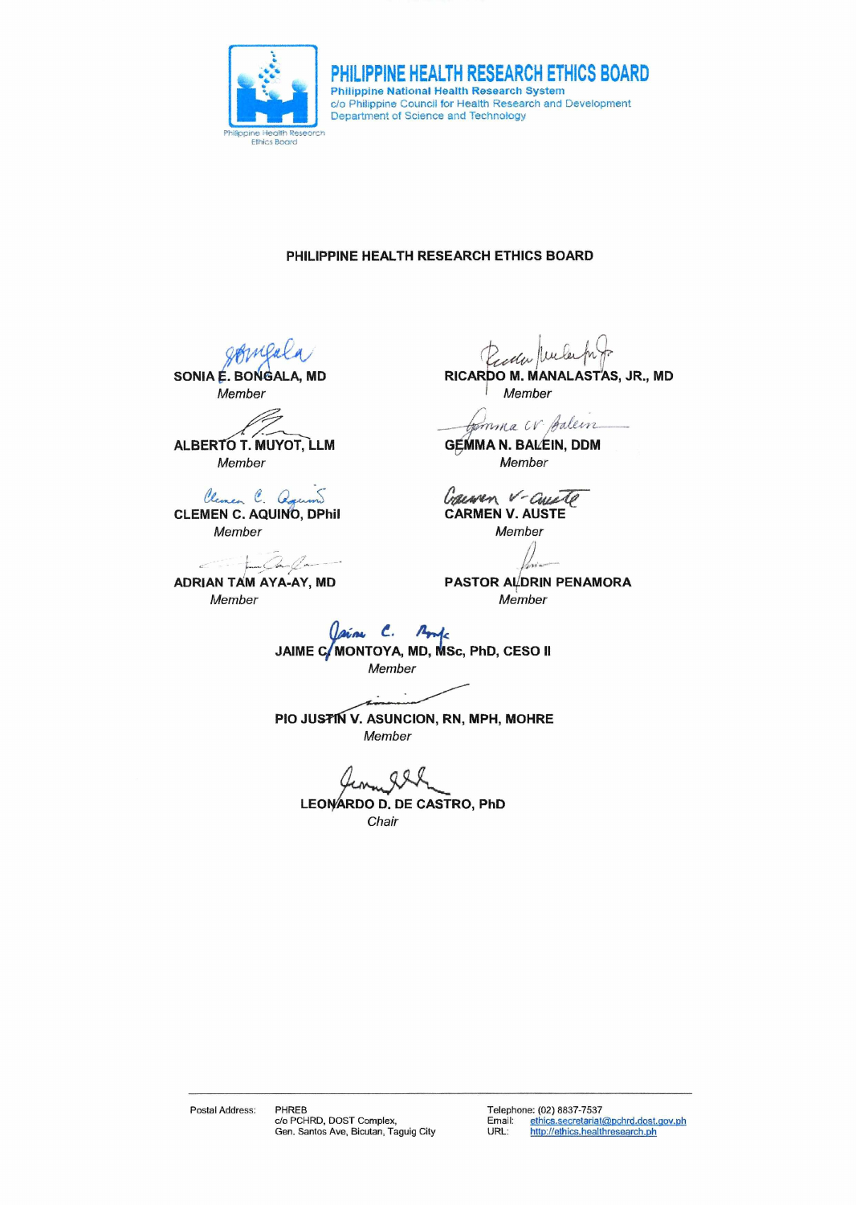**PHILIPPINE HEALTH RESEARCH ETHICS BOARD**
Philippine National Health Research System
c/o Philippine Council for Health Research and Development
Department of Science and Technology

**PHILIPPINE HEALTH RESEARCH ETHICS BOARD**

**SONIA E. BONGALA, MD**
*Member*

**RICARDO M. MANALASTAS, JR., MD**
*Member*

**ALBERTO T. MUYOT, LLM**
*Member*

**GEMMA N. BALEIN, DDM**
*Member*

**CLEMEN C. AQUINO, DPhil**
*Member*

**CARMEN V. AUSTE**
*Member*

**ADRIAN TAM AYA-AY, MD**
*Member*

**PASTOR ALDRIN PENAMORA**
*Member*

**JAIME C. MONTOYA, MD, MSc, PhD, CESO II**
*Member*

**PIO JUSTIN V. ASUNCION, RN, MPH, MOHRE**
*Member*

**LEONARDO D. DE CASTRO, PhD**
*Chair*

Postal Address: PHREB
c/o PCHRD, DOST Complex,
Gen. Santos Ave, Bicutan, Taguig City

Telephone: (02) 8837-7537
Email: ethics.secretariat@pchrd.dost.gov.ph
URL: http://ethics.healthresearch.ph